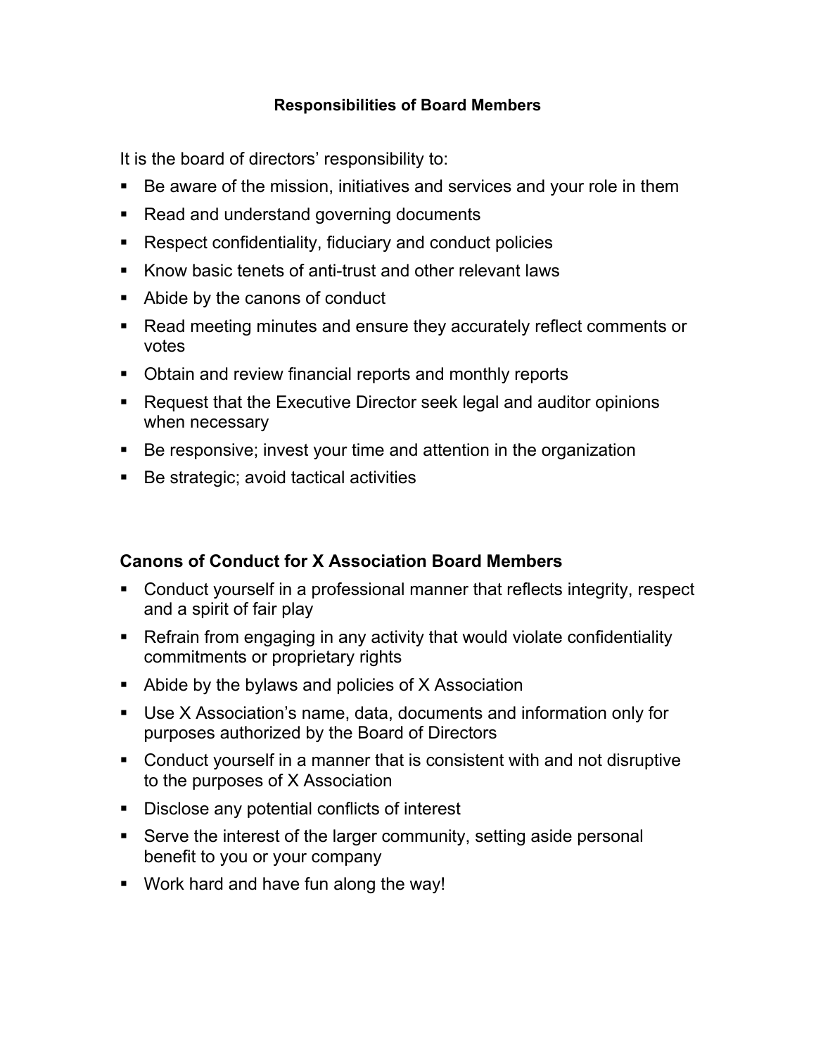## Responsibilities of Board Members

It is the board of directors' responsibility to:

- Be aware of the mission, initiatives and services and your role in them
- Read and understand governing documents
- Respect confidentiality, fiduciary and conduct policies
- Know basic tenets of anti-trust and other relevant laws
- Abide by the canons of conduct
- Read meeting minutes and ensure they accurately reflect comments or votes
- Obtain and review financial reports and monthly reports
- Request that the Executive Director seek legal and auditor opinions when necessary
- Be responsive; invest your time and attention in the organization
- Be strategic; avoid tactical activities

## Canons of Conduct for X Association Board Members

- Conduct yourself in a professional manner that reflects integrity, respect and a spirit of fair play
- Refrain from engaging in any activity that would violate confidentiality commitments or proprietary rights
- Abide by the bylaws and policies of X Association
- Use X Association's name, data, documents and information only for purposes authorized by the Board of Directors
- Conduct yourself in a manner that is consistent with and not disruptive to the purposes of X Association
- Disclose any potential conflicts of interest
- Serve the interest of the larger community, setting aside personal benefit to you or your company
- Work hard and have fun along the way!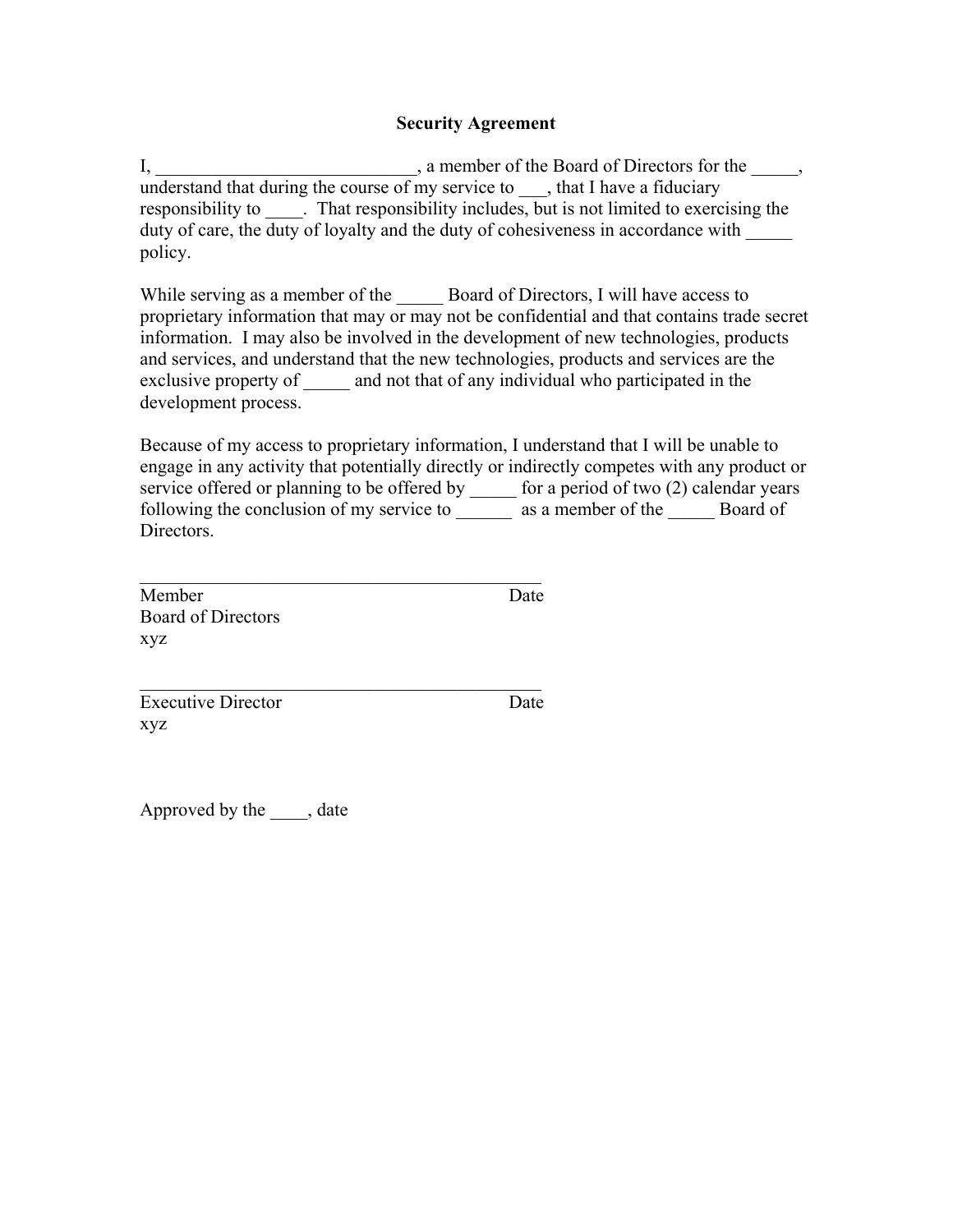**Security Agreement**

I, ____________________________, a member of the Board of Directors for the _____, understand that during the course of my service to ___, that I have a fiduciary responsibility to ____. That responsibility includes, but is not limited to exercising the duty of care, the duty of loyalty and the duty of cohesiveness in accordance with _____ policy.

While serving as a member of the _____ Board of Directors, I will have access to proprietary information that may or may not be confidential and that contains trade secret information. I may also be involved in the development of new technologies, products and services, and understand that the new technologies, products and services are the exclusive property of _____ and not that of any individual who participated in the development process.

Because of my access to proprietary information, I understand that I will be unable to engage in any activity that potentially directly or indirectly competes with any product or service offered or planning to be offered by _____ for a period of two (2) calendar years following the conclusion of my service to ______ as a member of the _____ Board of Directors.

__________________________________________

Member Date
Board of Directors
xyz

__________________________________________

Executive Director Date
xyz

Approved by the ____, date